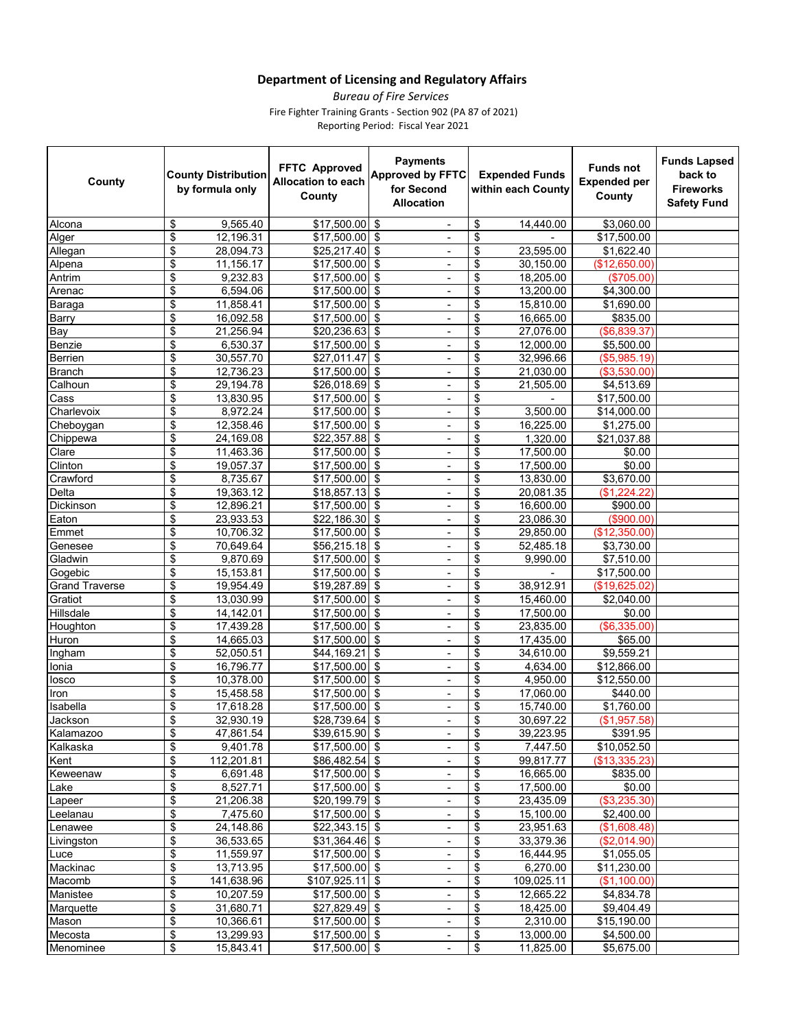**Department of Licensing and Regulatory Affairs**

*Bureau of Fire Services*

Fire Fighter Training Grants - Section 902 (PA 87 of 2021)

Reporting Period: Fiscal Year 2021

| County | County Distribution by formula only | FFTC Approved Allocation to each County | Payments Approved by FFTC for Second Allocation | Expended Funds within each County | Funds not Expended per County | Funds Lapsed back to Fireworks Safety Fund |
|---|---|---|---|---|---|---|
| Alcona | $ 9,565.40 | $17,500.00 | $ - | $ 14,440.00 | $3,060.00 | |
| Alger | $ 12,196.31 | $17,500.00 | $ - | $ - | $17,500.00 | |
| Allegan | $ 28,094.73 | $25,217.40 | $ - | $ 23,595.00 | $1,622.40 | |
| Alpena | $ 11,156.17 | $17,500.00 | $ - | $ 30,150.00 | ($12,650.00) | |
| Antrim | $ 9,232.83 | $17,500.00 | $ - | $ 18,205.00 | ($705.00) | |
| Arenac | $ 6,594.06 | $17,500.00 | $ - | $ 13,200.00 | $4,300.00 | |
| Baraga | $ 11,858.41 | $17,500.00 | $ - | $ 15,810.00 | $1,690.00 | |
| Barry | $ 16,092.58 | $17,500.00 | $ - | $ 16,665.00 | $835.00 | |
| Bay | $ 21,256.94 | $20,236.63 | $ - | $ 27,076.00 | ($6,839.37) | |
| Benzie | $ 6,530.37 | $17,500.00 | $ - | $ 12,000.00 | $5,500.00 | |
| Berrien | $ 30,557.70 | $27,011.47 | $ - | $ 32,996.66 | ($5,985.19) | |
| Branch | $ 12,736.23 | $17,500.00 | $ - | $ 21,030.00 | ($3,530.00) | |
| Calhoun | $ 29,194.78 | $26,018.69 | $ - | $ 21,505.00 | $4,513.69 | |
| Cass | $ 13,830.95 | $17,500.00 | $ - | $ - | $17,500.00 | |
| Charlevoix | $ 8,972.24 | $17,500.00 | $ - | $ 3,500.00 | $14,000.00 | |
| Cheboygan | $ 12,358.46 | $17,500.00 | $ - | $ 16,225.00 | $1,275.00 | |
| Chippewa | $ 24,169.08 | $22,357.88 | $ - | $ 1,320.00 | $21,037.88 | |
| Clare | $ 11,463.36 | $17,500.00 | $ - | $ 17,500.00 | $0.00 | |
| Clinton | $ 19,057.37 | $17,500.00 | $ - | $ 17,500.00 | $0.00 | |
| Crawford | $ 8,735.67 | $17,500.00 | $ - | $ 13,830.00 | $3,670.00 | |
| Delta | $ 19,363.12 | $18,857.13 | $ - | $ 20,081.35 | ($1,224.22) | |
| Dickinson | $ 12,896.21 | $17,500.00 | $ - | $ 16,600.00 | $900.00 | |
| Eaton | $ 23,933.53 | $22,186.30 | $ - | $ 23,086.30 | ($900.00) | |
| Emmet | $ 10,706.32 | $17,500.00 | $ - | $ 29,850.00 | ($12,350.00) | |
| Genesee | $ 70,649.64 | $56,215.18 | $ - | $ 52,485.18 | $3,730.00 | |
| Gladwin | $ 9,870.69 | $17,500.00 | $ - | $ 9,990.00 | $7,510.00 | |
| Gogebic | $ 15,153.81 | $17,500.00 | $ - | $ - | $17,500.00 | |
| Grand Traverse | $ 19,954.49 | $19,287.89 | $ - | $ 38,912.91 | ($19,625.02) | |
| Gratiot | $ 13,030.99 | $17,500.00 | $ - | $ 15,460.00 | $2,040.00 | |
| Hillsdale | $ 14,142.01 | $17,500.00 | $ - | $ 17,500.00 | $0.00 | |
| Houghton | $ 17,439.28 | $17,500.00 | $ - | $ 23,835.00 | ($6,335.00) | |
| Huron | $ 14,665.03 | $17,500.00 | $ - | $ 17,435.00 | $65.00 | |
| Ingham | $ 52,050.51 | $44,169.21 | $ - | $ 34,610.00 | $9,559.21 | |
| Ionia | $ 16,796.77 | $17,500.00 | $ - | $ 4,634.00 | $12,866.00 | |
| Iosco | $ 10,378.00 | $17,500.00 | $ - | $ 4,950.00 | $12,550.00 | |
| Iron | $ 15,458.58 | $17,500.00 | $ - | $ 17,060.00 | $440.00 | |
| Isabella | $ 17,618.28 | $17,500.00 | $ - | $ 15,740.00 | $1,760.00 | |
| Jackson | $ 32,930.19 | $28,739.64 | $ - | $ 30,697.22 | ($1,957.58) | |
| Kalamazoo | $ 47,861.54 | $39,615.90 | $ - | $ 39,223.95 | $391.95 | |
| Kalkaska | $ 9,401.78 | $17,500.00 | $ - | $ 7,447.50 | $10,052.50 | |
| Kent | $ 112,201.81 | $86,482.54 | $ - | $ 99,817.77 | ($13,335.23) | |
| Keweenaw | $ 6,691.48 | $17,500.00 | $ - | $ 16,665.00 | $835.00 | |
| Lake | $ 8,527.71 | $17,500.00 | $ - | $ 17,500.00 | $0.00 | |
| Lapeer | $ 21,206.38 | $20,199.79 | $ - | $ 23,435.09 | ($3,235.30) | |
| Leelanau | $ 7,475.60 | $17,500.00 | $ - | $ 15,100.00 | $2,400.00 | |
| Lenawee | $ 24,148.86 | $22,343.15 | $ - | $ 23,951.63 | ($1,608.48) | |
| Livingston | $ 36,533.65 | $31,364.46 | $ - | $ 33,379.36 | ($2,014.90) | |
| Luce | $ 11,559.97 | $17,500.00 | $ - | $ 16,444.95 | $1,055.05 | |
| Mackinac | $ 13,713.95 | $17,500.00 | $ - | $ 6,270.00 | $11,230.00 | |
| Macomb | $ 141,638.96 | $107,925.11 | $ - | $ 109,025.11 | ($1,100.00) | |
| Manistee | $ 10,207.59 | $17,500.00 | $ - | $ 12,665.22 | $4,834.78 | |
| Marquette | $ 31,680.71 | $27,829.49 | $ - | $ 18,425.00 | $9,404.49 | |
| Mason | $ 10,366.61 | $17,500.00 | $ - | $ 2,310.00 | $15,190.00 | |
| Mecosta | $ 13,299.93 | $17,500.00 | $ - | $ 13,000.00 | $4,500.00 | |
| Menominee | $ 15,843.41 | $17,500.00 | $ - | $ 11,825.00 | $5,675.00 | |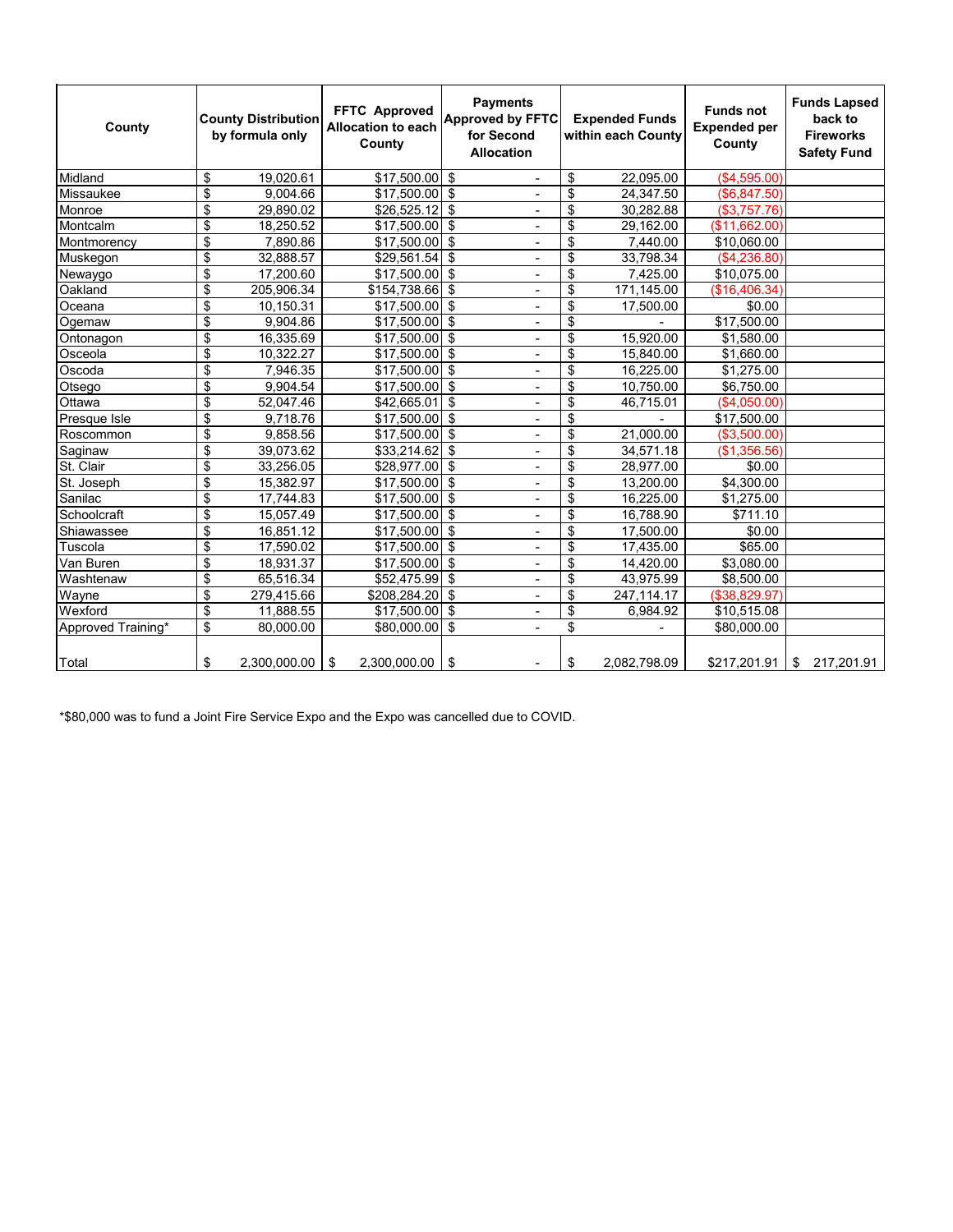| County | County Distribution by formula only | FFTC Approved Allocation to each County | Payments Approved by FFTC for Second Allocation | Expended Funds within each County | Funds not Expended per County | Funds Lapsed back to Fireworks Safety Fund |
|---|---|---|---|---|---|---|
| Midland | $ 19,020.61 | $17,500.00 | $ - | $ 22,095.00 | ($4,595.00) | |
| Missaukee | $ 9,004.66 | $17,500.00 | $ - | $ 24,347.50 | ($6,847.50) | |
| Monroe | $ 29,890.02 | $26,525.12 | $ - | $ 30,282.88 | ($3,757.76) | |
| Montcalm | $ 18,250.52 | $17,500.00 | $ - | $ 29,162.00 | ($11,662.00) | |
| Montmorency | $ 7,890.86 | $17,500.00 | $ - | $ 7,440.00 | $10,060.00 | |
| Muskegon | $ 32,888.57 | $29,561.54 | $ - | $ 33,798.34 | ($4,236.80) | |
| Newaygo | $ 17,200.60 | $17,500.00 | $ - | $ 7,425.00 | $10,075.00 | |
| Oakland | $ 205,906.34 | $154,738.66 | $ - | $ 171,145.00 | ($16,406.34) | |
| Oceana | $ 10,150.31 | $17,500.00 | $ - | $ 17,500.00 | $0.00 | |
| Ogemaw | $ 9,904.86 | $17,500.00 | $ - | $ - | $17,500.00 | |
| Ontonagon | $ 16,335.69 | $17,500.00 | $ - | $ 15,920.00 | $1,580.00 | |
| Osceola | $ 10,322.27 | $17,500.00 | $ - | $ 15,840.00 | $1,660.00 | |
| Oscoda | $ 7,946.35 | $17,500.00 | $ - | $ 16,225.00 | $1,275.00 | |
| Otsego | $ 9,904.54 | $17,500.00 | $ - | $ 10,750.00 | $6,750.00 | |
| Ottawa | $ 52,047.46 | $42,665.01 | $ - | $ 46,715.01 | ($4,050.00) | |
| Presque Isle | $ 9,718.76 | $17,500.00 | $ - | $ - | $17,500.00 | |
| Roscommon | $ 9,858.56 | $17,500.00 | $ - | $ 21,000.00 | ($3,500.00) | |
| Saginaw | $ 39,073.62 | $33,214.62 | $ - | $ 34,571.18 | ($1,356.56) | |
| St. Clair | $ 33,256.05 | $28,977.00 | $ - | $ 28,977.00 | $0.00 | |
| St. Joseph | $ 15,382.97 | $17,500.00 | $ - | $ 13,200.00 | $4,300.00 | |
| Sanilac | $ 17,744.83 | $17,500.00 | $ - | $ 16,225.00 | $1,275.00 | |
| Schoolcraft | $ 15,057.49 | $17,500.00 | $ - | $ 16,788.90 | $711.10 | |
| Shiawassee | $ 16,851.12 | $17,500.00 | $ - | $ 17,500.00 | $0.00 | |
| Tuscola | $ 17,590.02 | $17,500.00 | $ - | $ 17,435.00 | $65.00 | |
| Van Buren | $ 18,931.37 | $17,500.00 | $ - | $ 14,420.00 | $3,080.00 | |
| Washtenaw | $ 65,516.34 | $52,475.99 | $ - | $ 43,975.99 | $8,500.00 | |
| Wayne | $ 279,415.66 | $208,284.20 | $ - | $ 247,114.17 | ($38,829.97) | |
| Wexford | $ 11,888.55 | $17,500.00 | $ - | $ 6,984.92 | $10,515.08 | |
| Approved Training* | $ 80,000.00 | $80,000.00 | $ - | $ - | $80,000.00 | |
| Total | $ 2,300,000.00 | $ 2,300,000.00 | $ - | $ 2,082,798.09 | $217,201.91 | $ 217,201.91 |

*$80,000 was to fund a Joint Fire Service Expo and the Expo was cancelled due to COVID.